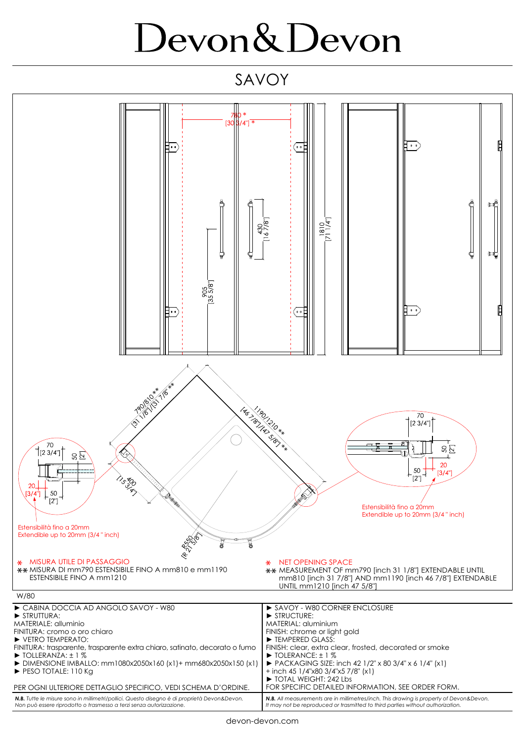# Devon&Devon

## SAVOY

780 *
[30 3/4"] *

430
[16 7/8"]

1810
[71 1/4"]

905
[35 5/8"]

790/810 **
[31 1/8"]/[31 7/8"] **

1190/1210 **
[46 7/8"]/[47 5/8"] **

400
[15 3/4"]

R550
[R 21 5/8"]

70
[2 3/4"]

50
[2"]

20
[3/4"]

50
[2"]

Estensibilità fino a 20mm
Extendible up to 20mm (3/4 " inch)

70
[2 3/4"]

50
[2"]

20
[3/4"]

50
[2"]

Estensibilità fino a 20mm
Extendible up to 20mm (3/4 " inch)

\* MISURA UTILE DI PASSAGGIO
\*\* MISURA DI mm790 ESTENSIBILE FINO A mm810 e mm1190 ESTENSIBILE FINO A mm1210

\* NET OPENING SPACE
\*\* MEASUREMENT OF mm790 [inch 31 1/8"] EXTENDABLE UNTIL mm810 [inch 31 7/8"] AND mm1190 [inch 46 7/8"] EXTENDABLE UNTIL mm1210 [inch 47 5/8"]

W/80

| | |
|---|---|
| ► CABINA DOCCIA AD ANGOLO SAVOY - W80<br>► STRUTTURA:<br>MATERIALE: alluminio<br>FINITURA: cromo o oro chiaro<br>► VETRO TEMPERATO:<br>FINITURA: trasparente, trasparente extra chiaro, satinato, decorato o fumo<br>► TOLLERANZA: ± 1 %<br>► DIMENSIONE IMBALLO: mm1080x2050x160 (x1)+ mm680x2050x150 (x1)<br>► PESO TOTALE: 110 Kg<br><br>PER OGNI ULTERIORE DETTAGLIO SPECIFICO, VEDI SCHEMA D'ORDINE. | ► SAVOY - W80 CORNER ENCLOSURE<br>► STRUCTURE:<br>MATERIAL: aluminium<br>FINISH: chrome or light gold<br>► TEMPERED GLASS:<br>FINISH: clear, extra clear, frosted, decorated or smoke<br>► TOLERANCE: ± 1 %<br>► PACKAGING SIZE: inch 42 1/2" x 80 3/4" x 6 1/4" (x1)<br>+ inch 45 1/4"x80 3/4"x5 7/8" (x1)<br>► TOTAL WEIGHT: 242 Lbs<br>FOR SPECIFIC DETAILED INFORMATION, SEE ORDER FORM. |
| ***N.B.** Tutte le misure sono in millimetri/pollici. Questo disegno è di proprietà Devon&Devon. Non può essere riprodotto o trasmesso a terzi senza autorizzazione.* | ***N.B.** All measurements are in millimetres/inch. This drawing is property of Devon&Devon. It may not be reproduced or trasmitted to third parties without authorization.* |

devon-devon.com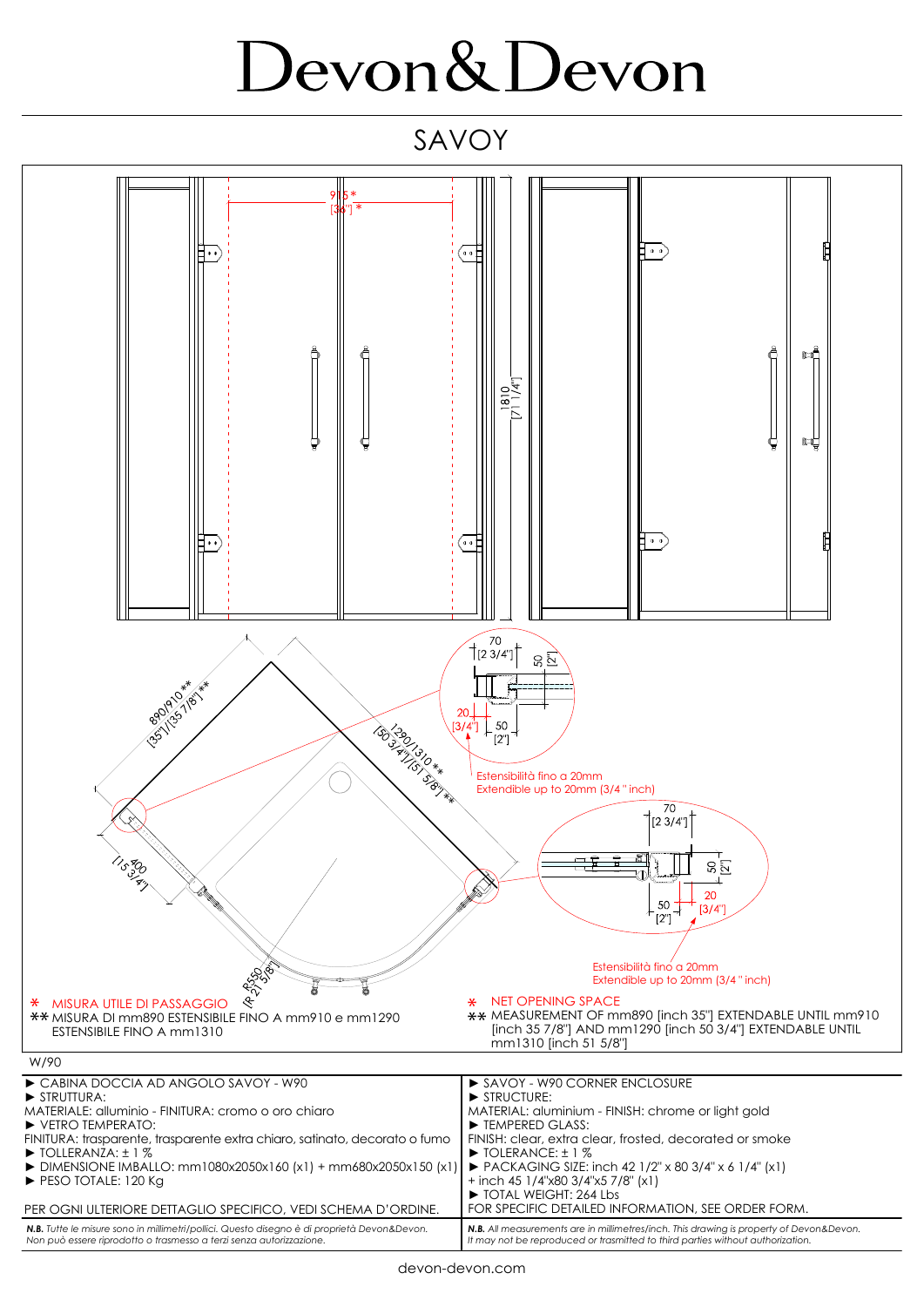# Devon&Devon

## SAVOY

915 *
[36"] *

1810
[71 1/4"]

70
[2 3/4"]

50
[2"]

20
[3/4"]

50
[2"]

Estensibilità fino a 20mm
Extendible up to 20mm (3/4 " inch)

890/910 **
[35"]/[35 7/8"] **

1290/1310 **
[50 3/4"]/[51 5/8"] **

400
[15 3/4"]

R550
[R 21 5/8"]

70
[2 3/4"]

50
[2"]

20
[3/4"]

50
[2"]

Estensibilità fino a 20mm
Extendible up to 20mm (3/4 " inch)

* MISURA UTILE DI PASSAGGIO
** MISURA DI mm890 ESTENSIBILE FINO A mm910 e mm1290 ESTENSIBILE FINO A mm1310

* NET OPENING SPACE
** MEASUREMENT OF mm890 [inch 35"] EXTENDABLE UNTIL mm910 [inch 35 7/8"] AND mm1290 [inch 50 3/4"] EXTENDABLE UNTIL mm1310 [inch 51 5/8"]

W/90

| | |
|---|---|
| ► CABINA DOCCIA AD ANGOLO SAVOY - W90<br>► STRUTTURA:<br>MATERIALE: alluminio - FINITURA: cromo o oro chiaro<br>► VETRO TEMPERATO:<br>FINITURA: trasparente, trasparente extra chiaro, satinato, decorato o fumo<br>► TOLLERANZA: ± 1 %<br>► DIMENSIONE IMBALLO: mm1080x2050x160 (x1) + mm680x2050x150 (x1)<br>► PESO TOTALE: 120 Kg | ► SAVOY - W90 CORNER ENCLOSURE<br>► STRUCTURE:<br>MATERIAL: aluminium - FINISH: chrome or light gold<br>► TEMPERED GLASS:<br>FINISH: clear, extra clear, frosted, decorated or smoke<br>► TOLERANCE: ± 1 %<br>► PACKAGING SIZE: inch 42 1/2" x 80 3/4" x 6 1/4" (x1)<br>+ inch 45 1/4"x80 3/4"x5 7/8" (x1)<br>► TOTAL WEIGHT: 264 Lbs |
| PER OGNI ULTERIORE DETTAGLIO SPECIFICO, VEDI SCHEMA D'ORDINE. | FOR SPECIFIC DETAILED INFORMATION, SEE ORDER FORM. |
| ***N.B.*** *Tutte le misure sono in millimetri/pollici. Questo disegno è di proprietà Devon&Devon. Non può essere riprodotto o trasmesso a terzi senza autorizzazione.* | ***N.B.*** *All measurements are in millimetres/inch. This drawing is property of Devon&Devon. It may not be reproduced or trasmitted to third parties without authorization.* |

devon-devon.com